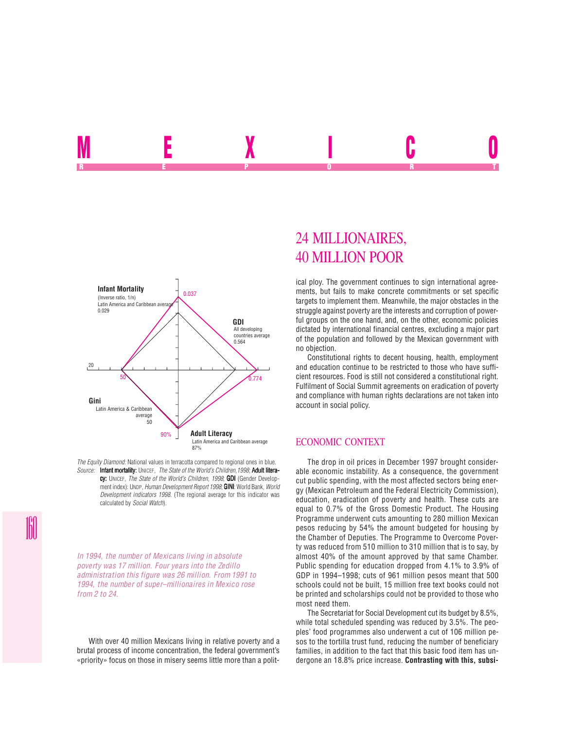# MEXICO

REPORT

## 24 MILLIONAIRES, 40 MILLION POOR

*The Equity Diamond:* National values in terracotta compared to regional ones in blue.

*Source:* **Infant mortality:** UNICEF, *The State of the World's Children,1998*; **Adult literacy:** UNICEF, *The State of the World's Children, 1998*; **GDI** (Gender Development index): UNDP, *Human Development Report 1998*; **GINI**: World Bank, *World Development indicators 1998.* (The regional average for this indicator was calculated by *Social Watch*).

*In 1994, the number of Mexicans living in absolute poverty was 17 million. Four years into the Zedillo administration this figure was 26 million. From 1991 to 1994, the number of super–millionaires in Mexico rose from 2 to 24.*

With over 40 million Mexicans living in relative poverty and a brutal process of income concentration, the federal government's «priority» focus on those in misery seems little more than a political ploy. The government continues to sign international agreements, but fails to make concrete commitments or set specific targets to implement them. Meanwhile, the major obstacles in the struggle against poverty are the interests and corruption of powerful groups on the one hand, and, on the other, economic policies dictated by international financial centres, excluding a major part of the population and followed by the Mexican government with no objection.

Constitutional rights to decent housing, health, employment and education continue to be restricted to those who have sufficient resources. Food is still not considered a constitutional right. Fulfilment of Social Summit agreements on eradication of poverty and compliance with human rights declarations are not taken into account in social policy.

### ECONOMIC CONTEXT

The drop in oil prices in December 1997 brought considerable economic instability. As a consequence, the government cut public spending, with the most affected sectors being energy (Mexican Petroleum and the Federal Electricity Commission), education, eradication of poverty and health. These cuts are equal to 0.7% of the Gross Domestic Product. The Housing Programme underwent cuts amounting to 280 million Mexican pesos reducing by 54% the amount budgeted for housing by the Chamber of Deputies. The Programme to Overcome Poverty was reduced from 510 million to 310 million that is to say, by almost 40% of the amount approved by that same Chamber. Public spending for education dropped from 4.1% to 3.9% of GDP in 1994–1998; cuts of 961 million pesos meant that 500 schools could not be built, 15 million free text books could not be printed and scholarships could not be provided to those who most need them.

The Secretariat for Social Development cut its budget by 8.5%, while total scheduled spending was reduced by 3.5%. The peoples' food programmes also underwent a cut of 106 million pesos to the tortilla trust fund, reducing the number of beneficiary families, in addition to the fact that this basic food item has undergone an 18.8% price increase. **Contrasting with this, subsi-**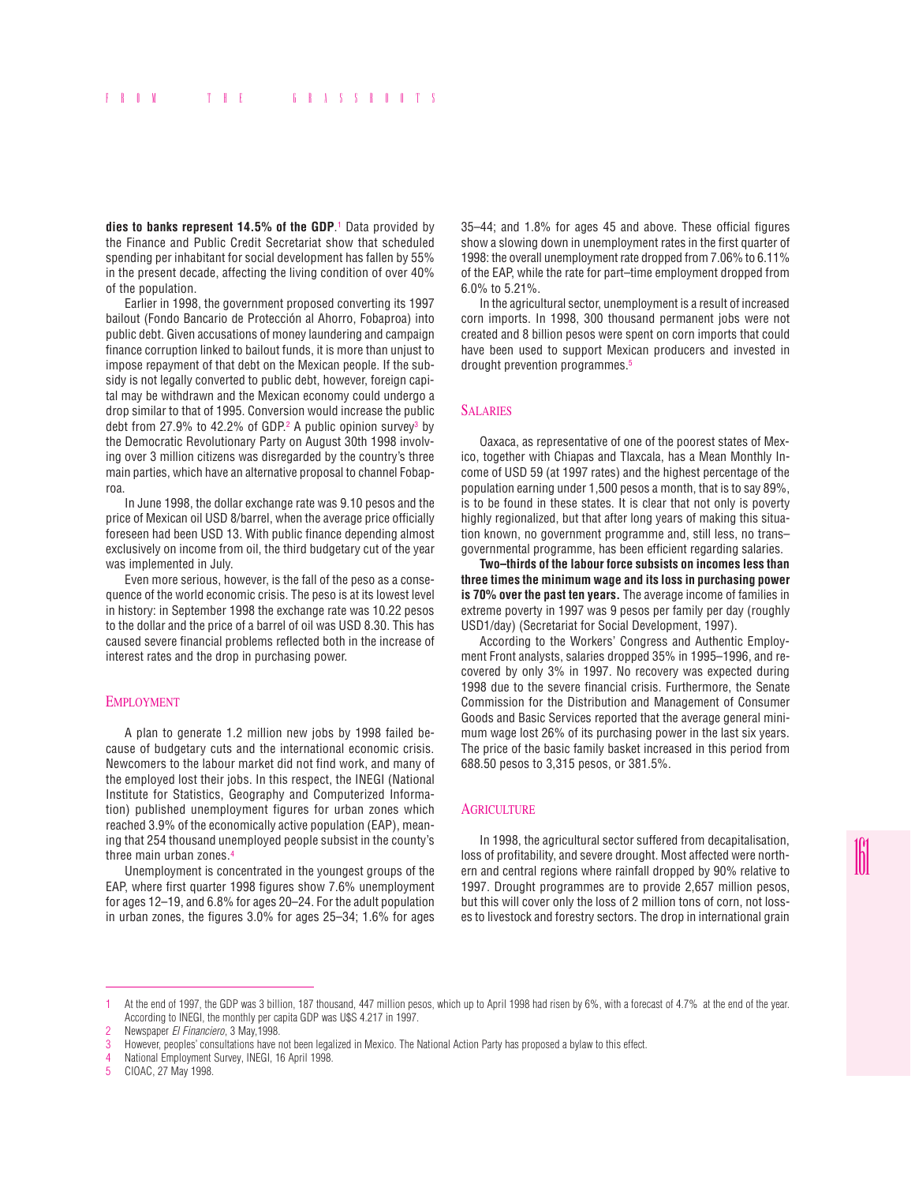**dies to banks represent 14.5% of the GDP**.[1] Data provided by the Finance and Public Credit Secretariat show that scheduled spending per inhabitant for social development has fallen by 55% in the present decade, affecting the living condition of over 40% of the population.

Earlier in 1998, the government proposed converting its 1997 bailout (Fondo Bancario de Protección al Ahorro, Fobaproa) into public debt. Given accusations of money laundering and campaign finance corruption linked to bailout funds, it is more than unjust to impose repayment of that debt on the Mexican people. If the subsidy is not legally converted to public debt, however, foreign capital may be withdrawn and the Mexican economy could undergo a drop similar to that of 1995. Conversion would increase the public debt from 27.9% to 42.2% of GDP.[2] A public opinion survey[3] by the Democratic Revolutionary Party on August 30th 1998 involving over 3 million citizens was disregarded by the country's three main parties, which have an alternative proposal to channel Fobaproa.

In June 1998, the dollar exchange rate was 9.10 pesos and the price of Mexican oil USD 8/barrel, when the average price officially foreseen had been USD 13. With public finance depending almost exclusively on income from oil, the third budgetary cut of the year was implemented in July.

Even more serious, however, is the fall of the peso as a consequence of the world economic crisis. The peso is at its lowest level in history: in September 1998 the exchange rate was 10.22 pesos to the dollar and the price of a barrel of oil was USD 8.30. This has caused severe financial problems reflected both in the increase of interest rates and the drop in purchasing power.

## Employment

A plan to generate 1.2 million new jobs by 1998 failed because of budgetary cuts and the international economic crisis. Newcomers to the labour market did not find work, and many of the employed lost their jobs. In this respect, the INEGI (National Institute for Statistics, Geography and Computerized Information) published unemployment figures for urban zones which reached 3.9% of the economically active population (EAP), meaning that 254 thousand unemployed people subsist in the county's three main urban zones.[4]

Unemployment is concentrated in the youngest groups of the EAP, where first quarter 1998 figures show 7.6% unemployment for ages 12–19, and 6.8% for ages 20–24. For the adult population in urban zones, the figures 3.0% for ages 25–34; 1.6% for ages 35–44; and 1.8% for ages 45 and above. These official figures show a slowing down in unemployment rates in the first quarter of 1998: the overall unemployment rate dropped from 7.06% to 6.11% of the EAP, while the rate for part–time employment dropped from 6.0% to 5.21%.

In the agricultural sector, unemployment is a result of increased corn imports. In 1998, 300 thousand permanent jobs were not created and 8 billion pesos were spent on corn imports that could have been used to support Mexican producers and invested in drought prevention programmes.[5]

## Salaries

Oaxaca, as representative of one of the poorest states of Mexico, together with Chiapas and Tlaxcala, has a Mean Monthly Income of USD 59 (at 1997 rates) and the highest percentage of the population earning under 1,500 pesos a month, that is to say 89%, is to be found in these states. It is clear that not only is poverty highly regionalized, but that after long years of making this situation known, no government programme and, still less, no trans–governmental programme, has been efficient regarding salaries.

**Two–thirds of the labour force subsists on incomes less than three times the minimum wage and its loss in purchasing power is 70% over the past ten years.** The average income of families in extreme poverty in 1997 was 9 pesos per family per day (roughly USD1/day) (Secretariat for Social Development, 1997).

According to the Workers' Congress and Authentic Employment Front analysts, salaries dropped 35% in 1995–1996, and recovered by only 3% in 1997. No recovery was expected during 1998 due to the severe financial crisis. Furthermore, the Senate Commission for the Distribution and Management of Consumer Goods and Basic Services reported that the average general minimum wage lost 26% of its purchasing power in the last six years. The price of the basic family basket increased in this period from 688.50 pesos to 3,315 pesos, or 381.5%.

## Agriculture

In 1998, the agricultural sector suffered from decapitalisation, loss of profitability, and severe drought. Most affected were northern and central regions where rainfall dropped by 90% relative to 1997. Drought programmes are to provide 2,657 million pesos, but this will cover only the loss of 2 million tons of corn, not losses to livestock and forestry sectors. The drop in international grain

---

1 At the end of 1997, the GDP was 3 billion, 187 thousand, 447 million pesos, which up to April 1998 had risen by 6%, with a forecast of 4.7% at the end of the year. According to INEGI, the monthly per capita GDP was U$S 4.217 in 1997.

2 Newspaper *El Financiero*, 3 May,1998.

3 However, peoples' consultations have not been legalized in Mexico. The National Action Party has proposed a bylaw to this effect.

4 National Employment Survey, INEGI, 16 April 1998.

5 CIOAC, 27 May 1998.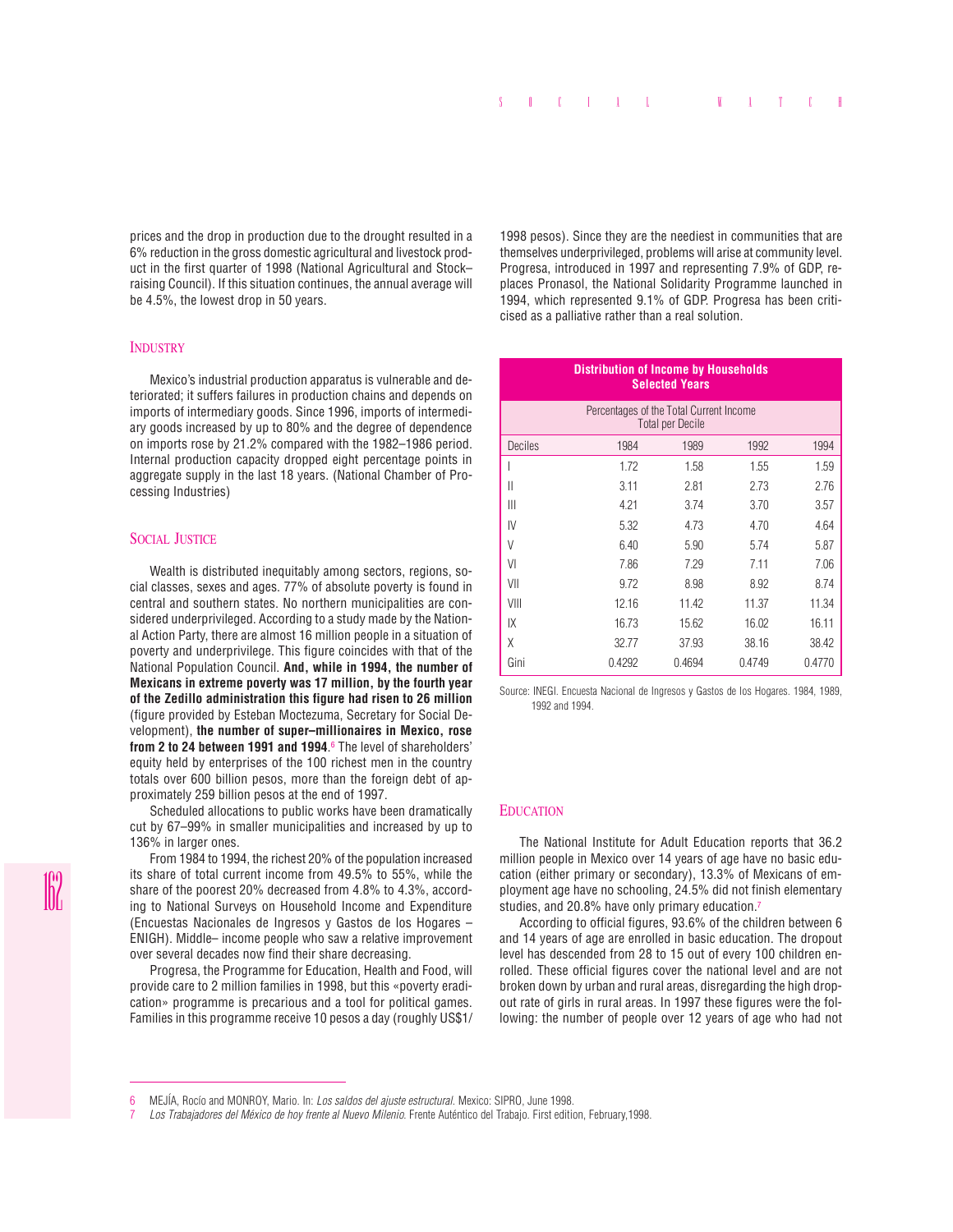prices and the drop in production due to the drought resulted in a 6% reduction in the gross domestic agricultural and livestock product in the first quarter of 1998 (National Agricultural and Stock–raising Council). If this situation continues, the annual average will be 4.5%, the lowest drop in 50 years.

## Industry

Mexico's industrial production apparatus is vulnerable and deteriorated; it suffers failures in production chains and depends on imports of intermediary goods. Since 1996, imports of intermediary goods increased by up to 80% and the degree of dependence on imports rose by 21.2% compared with the 1982–1986 period. Internal production capacity dropped eight percentage points in aggregate supply in the last 18 years. (National Chamber of Processing Industries)

## Social Justice

Wealth is distributed inequitably among sectors, regions, social classes, sexes and ages. 77% of absolute poverty is found in central and southern states. No northern municipalities are considered underprivileged. According to a study made by the National Action Party, there are almost 16 million people in a situation of poverty and underprivilege. This figure coincides with that of the National Population Council. **And, while in 1994, the number of Mexicans in extreme poverty was 17 million, by the fourth year of the Zedillo administration this figure had risen to 26 million** (figure provided by Esteban Moctezuma, Secretary for Social Development), **the number of super–millionaires in Mexico, rose from 2 to 24 between 1991 and 1994**.[6] The level of shareholders' equity held by enterprises of the 100 richest men in the country totals over 600 billion pesos, more than the foreign debt of approximately 259 billion pesos at the end of 1997.

Scheduled allocations to public works have been dramatically cut by 67–99% in smaller municipalities and increased by up to 136% in larger ones.

From 1984 to 1994, the richest 20% of the population increased its share of total current income from 49.5% to 55%, while the share of the poorest 20% decreased from 4.8% to 4.3%, according to National Surveys on Household Income and Expenditure (Encuestas Nacionales de Ingresos y Gastos de los Hogares – ENIGH). Middle– income people who saw a relative improvement over several decades now find their share decreasing.

Progresa, the Programme for Education, Health and Food, will provide care to 2 million families in 1998, but this «poverty eradication» programme is precarious and a tool for political games. Families in this programme receive 10 pesos a day (roughly US$1/ 1998 pesos). Since they are the neediest in communities that are themselves underprivileged, problems will arise at community level. Progresa, introduced in 1997 and representing 7.9% of GDP, replaces Pronasol, the National Solidarity Programme launched in 1994, which represented 9.1% of GDP. Progresa has been criticised as a palliative rather than a real solution.

**Distribution of Income by Households**
**Selected Years**

Percentages of the Total Current Income
Total per Decile

| Deciles | 1984 | 1989 | 1992 | 1994 |
|---|---|---|---|---|
| I | 1.72 | 1.58 | 1.55 | 1.59 |
| II | 3.11 | 2.81 | 2.73 | 2.76 |
| III | 4.21 | 3.74 | 3.70 | 3.57 |
| IV | 5.32 | 4.73 | 4.70 | 4.64 |
| V | 6.40 | 5.90 | 5.74 | 5.87 |
| VI | 7.86 | 7.29 | 7.11 | 7.06 |
| VII | 9.72 | 8.98 | 8.92 | 8.74 |
| VIII | 12.16 | 11.42 | 11.37 | 11.34 |
| IX | 16.73 | 15.62 | 16.02 | 16.11 |
| X | 32.77 | 37.93 | 38.16 | 38.42 |
| Gini | 0.4292 | 0.4694 | 0.4749 | 0.4770 |

Source: INEGI. Encuesta Nacional de Ingresos y Gastos de los Hogares. 1984, 1989, 1992 and 1994.

## Education

The National Institute for Adult Education reports that 36.2 million people in Mexico over 14 years of age have no basic education (either primary or secondary), 13.3% of Mexicans of employment age have no schooling, 24.5% did not finish elementary studies, and 20.8% have only primary education.[7]

According to official figures, 93.6% of the children between 6 and 14 years of age are enrolled in basic education. The dropout level has descended from 28 to 15 out of every 100 children enrolled. These official figures cover the national level and are not broken down by urban and rural areas, disregarding the high dropout rate of girls in rural areas. In 1997 these figures were the following: the number of people over 12 years of age who had not

---

6 MEJÍA, Rocío and MONROY, Mario. In: *Los saldos del ajuste estructural.* Mexico: SIPRO, June 1998.

7 *Los Trabajadores del México de hoy frente al Nuevo Milenio.* Frente Auténtico del Trabajo. First edition, February,1998.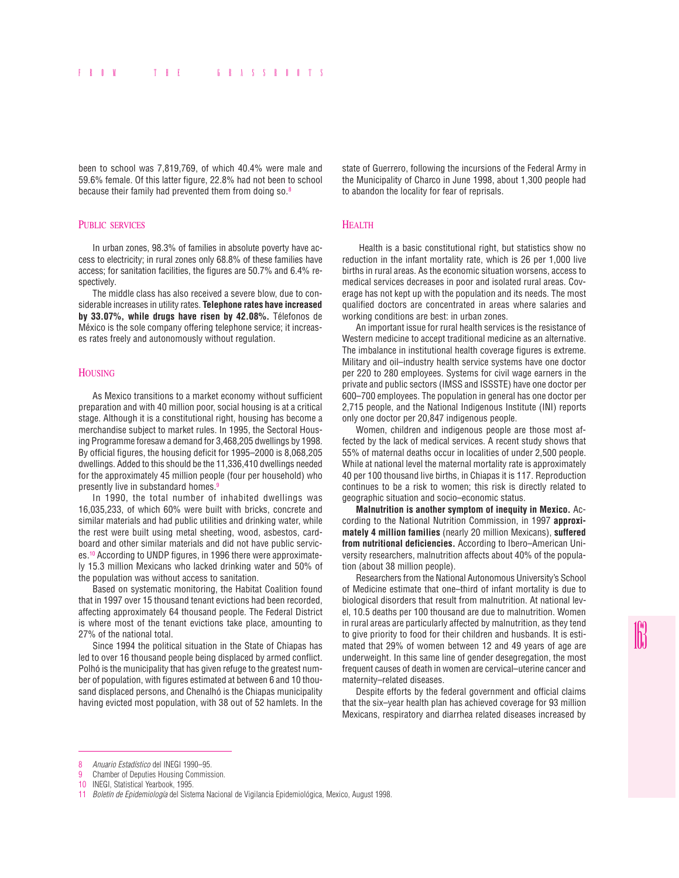been to school was 7,819,769, of which 40.4% were male and 59.6% female. Of this latter figure, 22.8% had not been to school because their family had prevented them from doing so.[8]

## Public services

In urban zones, 98.3% of families in absolute poverty have access to electricity; in rural zones only 68.8% of these families have access; for sanitation facilities, the figures are 50.7% and 6.4% respectively.

The middle class has also received a severe blow, due to considerable increases in utility rates. **Telephone rates have increased by 33.07%, while drugs have risen by 42.08%.** Télefonos de México is the sole company offering telephone service; it increases rates freely and autonomously without regulation.

## Housing

As Mexico transitions to a market economy without sufficient preparation and with 40 million poor, social housing is at a critical stage. Although it is a constitutional right, housing has become a merchandise subject to market rules. In 1995, the Sectoral Housing Programme foresaw a demand for 3,468,205 dwellings by 1998. By official figures, the housing deficit for 1995–2000 is 8,068,205 dwellings. Added to this should be the 11,336,410 dwellings needed for the approximately 45 million people (four per household) who presently live in substandard homes.[9]

In 1990, the total number of inhabited dwellings was 16,035,233, of which 60% were built with bricks, concrete and similar materials and had public utilities and drinking water, while the rest were built using metal sheeting, wood, asbestos, cardboard and other similar materials and did not have public services.[10] According to UNDP figures, in 1996 there were approximately 15.3 million Mexicans who lacked drinking water and 50% of the population was without access to sanitation.

Based on systematic monitoring, the Habitat Coalition found that in 1997 over 15 thousand tenant evictions had been recorded, affecting approximately 64 thousand people. The Federal District is where most of the tenant evictions take place, amounting to 27% of the national total.

Since 1994 the political situation in the State of Chiapas has led to over 16 thousand people being displaced by armed conflict. Polhó is the municipality that has given refuge to the greatest number of population, with figures estimated at between 6 and 10 thousand displaced persons, and Chenalhó is the Chiapas municipality having evicted most population, with 38 out of 52 hamlets. In the state of Guerrero, following the incursions of the Federal Army in the Municipality of Charco in June 1998, about 1,300 people had to abandon the locality for fear of reprisals.

## Health

Health is a basic constitutional right, but statistics show no reduction in the infant mortality rate, which is 26 per 1,000 live births in rural areas. As the economic situation worsens, access to medical services decreases in poor and isolated rural areas. Coverage has not kept up with the population and its needs. The most qualified doctors are concentrated in areas where salaries and working conditions are best: in urban zones.

An important issue for rural health services is the resistance of Western medicine to accept traditional medicine as an alternative. The imbalance in institutional health coverage figures is extreme. Military and oil–industry health service systems have one doctor per 220 to 280 employees. Systems for civil wage earners in the private and public sectors (IMSS and ISSSTE) have one doctor per 600–700 employees. The population in general has one doctor per 2,715 people, and the National Indigenous Institute (INI) reports only one doctor per 20,847 indigenous people.

Women, children and indigenous people are those most affected by the lack of medical services. A recent study shows that 55% of maternal deaths occur in localities of under 2,500 people. While at national level the maternal mortality rate is approximately 40 per 100 thousand live births, in Chiapas it is 117. Reproduction continues to be a risk to women; this risk is directly related to geographic situation and socio–economic status.

**Malnutrition is another symptom of inequity in Mexico.** According to the National Nutrition Commission, in 1997 **approximately 4 million families** (nearly 20 million Mexicans), **suffered from nutritional deficiencies.** According to Ibero–American University researchers, malnutrition affects about 40% of the population (about 38 million people).

Researchers from the National Autonomous University's School of Medicine estimate that one–third of infant mortality is due to biological disorders that result from malnutrition. At national level, 10.5 deaths per 100 thousand are due to malnutrition. Women in rural areas are particularly affected by malnutrition, as they tend to give priority to food for their children and husbands. It is estimated that 29% of women between 12 and 49 years of age are underweight. In this same line of gender desegregation, the most frequent causes of death in women are cervical–uterine cancer and maternity–related diseases.

Despite efforts by the federal government and official claims that the six–year health plan has achieved coverage for 93 million Mexicans, respiratory and diarrhea related diseases increased by

---

8 *Anuario Estadístico* del INEGI 1990–95.

9 Chamber of Deputies Housing Commission.

10 INEGI, Statistical Yearbook, 1995.

11 *Boletín de Epidemiología* del Sistema Nacional de Vigilancia Epidemiológica, Mexico, August 1998.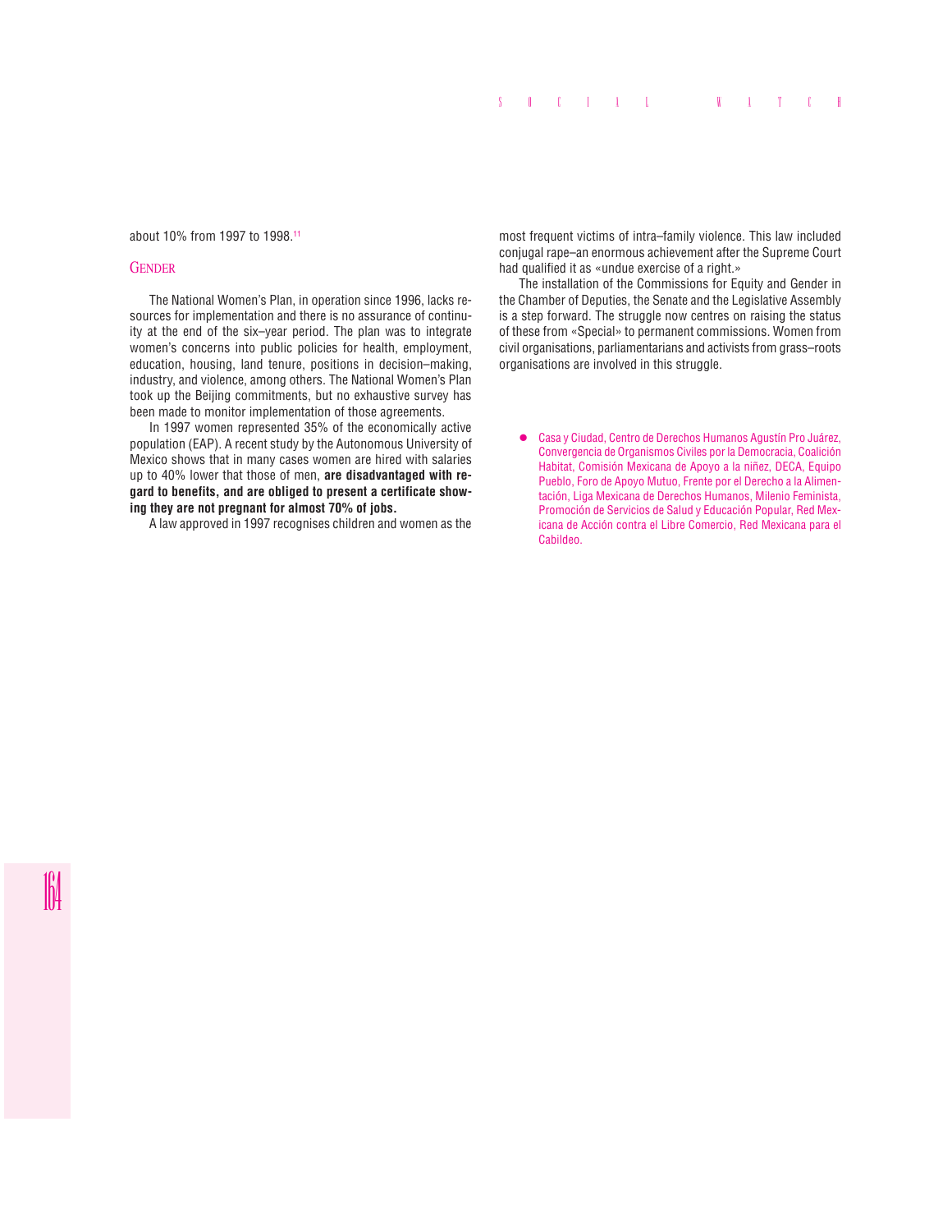about 10% from 1997 to 1998.[11]

## GENDER

The National Women's Plan, in operation since 1996, lacks resources for implementation and there is no assurance of continuity at the end of the six–year period. The plan was to integrate women's concerns into public policies for health, employment, education, housing, land tenure, positions in decision–making, industry, and violence, among others. The National Women's Plan took up the Beijing commitments, but no exhaustive survey has been made to monitor implementation of those agreements.

In 1997 women represented 35% of the economically active population (EAP). A recent study by the Autonomous University of Mexico shows that in many cases women are hired with salaries up to 40% lower that those of men, **are disadvantaged with regard to benefits, and are obliged to present a certificate showing they are not pregnant for almost 70% of jobs.**

A law approved in 1997 recognises children and women as the most frequent victims of intra–family violence. This law included conjugal rape–an enormous achievement after the Supreme Court had qualified it as «undue exercise of a right.»

The installation of the Commissions for Equity and Gender in the Chamber of Deputies, the Senate and the Legislative Assembly is a step forward. The struggle now centres on raising the status of these from «Special» to permanent commissions. Women from civil organisations, parliamentarians and activists from grass–roots organisations are involved in this struggle.

- Casa y Ciudad, Centro de Derechos Humanos Agustín Pro Juárez, Convergencia de Organismos Civiles por la Democracia, Coalición Habitat, Comisión Mexicana de Apoyo a la niñez, DECA, Equipo Pueblo, Foro de Apoyo Mutuo, Frente por el Derecho a la Alimentación, Liga Mexicana de Derechos Humanos, Milenio Feminista, Promoción de Servicios de Salud y Educación Popular, Red Mexicana de Acción contra el Libre Comercio, Red Mexicana para el Cabildeo.